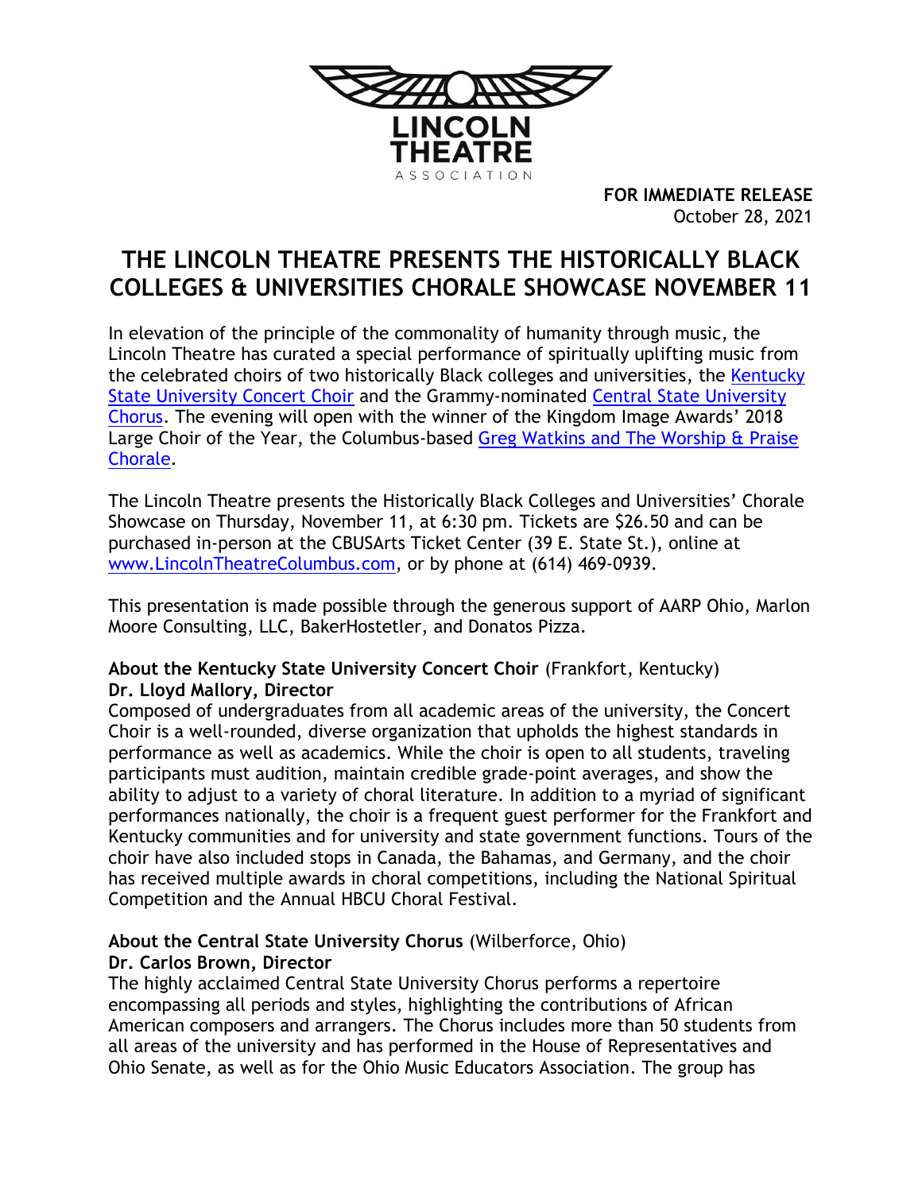LINCOLN THEATRE ASSOCIATION

**FOR IMMEDIATE RELEASE**
October 28, 2021

# THE LINCOLN THEATRE PRESENTS THE HISTORICALLY BLACK COLLEGES & UNIVERSITIES CHORALE SHOWCASE NOVEMBER 11

In elevation of the principle of the commonality of humanity through music, the Lincoln Theatre has curated a special performance of spiritually uplifting music from the celebrated choirs of two historically Black colleges and universities, the Kentucky State University Concert Choir and the Grammy-nominated Central State University Chorus. The evening will open with the winner of the Kingdom Image Awards' 2018 Large Choir of the Year, the Columbus-based Greg Watkins and The Worship & Praise Chorale.

The Lincoln Theatre presents the Historically Black Colleges and Universities' Chorale Showcase on Thursday, November 11, at 6:30 pm. Tickets are $26.50 and can be purchased in-person at the CBUSArts Ticket Center (39 E. State St.), online at www.LincolnTheatreColumbus.com, or by phone at (614) 469-0939.

This presentation is made possible through the generous support of AARP Ohio, Marlon Moore Consulting, LLC, BakerHostetler, and Donatos Pizza.

**About the Kentucky State University Concert Choir** (Frankfort, Kentucky)
**Dr. Lloyd Mallory, Director**
Composed of undergraduates from all academic areas of the university, the Concert Choir is a well-rounded, diverse organization that upholds the highest standards in performance as well as academics. While the choir is open to all students, traveling participants must audition, maintain credible grade-point averages, and show the ability to adjust to a variety of choral literature. In addition to a myriad of significant performances nationally, the choir is a frequent guest performer for the Frankfort and Kentucky communities and for university and state government functions. Tours of the choir have also included stops in Canada, the Bahamas, and Germany, and the choir has received multiple awards in choral competitions, including the National Spiritual Competition and the Annual HBCU Choral Festival.

**About the Central State University Chorus** (Wilberforce, Ohio)
**Dr. Carlos Brown, Director**
The highly acclaimed Central State University Chorus performs a repertoire encompassing all periods and styles, highlighting the contributions of African American composers and arrangers. The Chorus includes more than 50 students from all areas of the university and has performed in the House of Representatives and Ohio Senate, as well as for the Ohio Music Educators Association. The group has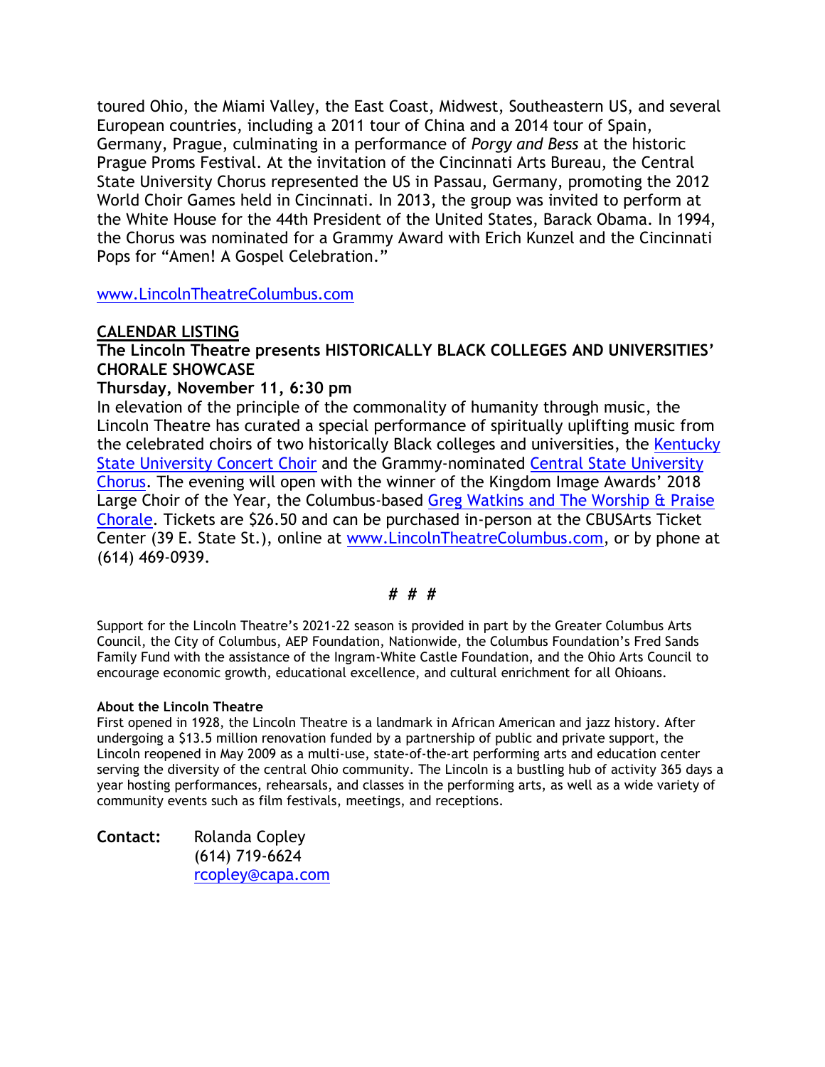toured Ohio, the Miami Valley, the East Coast, Midwest, Southeastern US, and several European countries, including a 2011 tour of China and a 2014 tour of Spain, Germany, Prague, culminating in a performance of *Porgy and Bess* at the historic Prague Proms Festival. At the invitation of the Cincinnati Arts Bureau, the Central State University Chorus represented the US in Passau, Germany, promoting the 2012 World Choir Games held in Cincinnati. In 2013, the group was invited to perform at the White House for the 44th President of the United States, Barack Obama. In 1994, the Chorus was nominated for a Grammy Award with Erich Kunzel and the Cincinnati Pops for "Amen! A Gospel Celebration."

www.LincolnTheatreColumbus.com

**CALENDAR LISTING**

**The Lincoln Theatre presents HISTORICALLY BLACK COLLEGES AND UNIVERSITIES' CHORALE SHOWCASE**

**Thursday, November 11, 6:30 pm**

In elevation of the principle of the commonality of humanity through music, the Lincoln Theatre has curated a special performance of spiritually uplifting music from the celebrated choirs of two historically Black colleges and universities, the Kentucky State University Concert Choir and the Grammy-nominated Central State University Chorus. The evening will open with the winner of the Kingdom Image Awards' 2018 Large Choir of the Year, the Columbus-based Greg Watkins and The Worship & Praise Chorale. Tickets are $26.50 and can be purchased in-person at the CBUSArts Ticket Center (39 E. State St.), online at www.LincolnTheatreColumbus.com, or by phone at (614) 469-0939.

# # #

Support for the Lincoln Theatre's 2021-22 season is provided in part by the Greater Columbus Arts Council, the City of Columbus, AEP Foundation, Nationwide, the Columbus Foundation's Fred Sands Family Fund with the assistance of the Ingram-White Castle Foundation, and the Ohio Arts Council to encourage economic growth, educational excellence, and cultural enrichment for all Ohioans.

**About the Lincoln Theatre**

First opened in 1928, the Lincoln Theatre is a landmark in African American and jazz history. After undergoing a $13.5 million renovation funded by a partnership of public and private support, the Lincoln reopened in May 2009 as a multi-use, state-of-the-art performing arts and education center serving the diversity of the central Ohio community. The Lincoln is a bustling hub of activity 365 days a year hosting performances, rehearsals, and classes in the performing arts, as well as a wide variety of community events such as film festivals, meetings, and receptions.

**Contact:** Rolanda Copley
(614) 719-6624
rcopley@capa.com